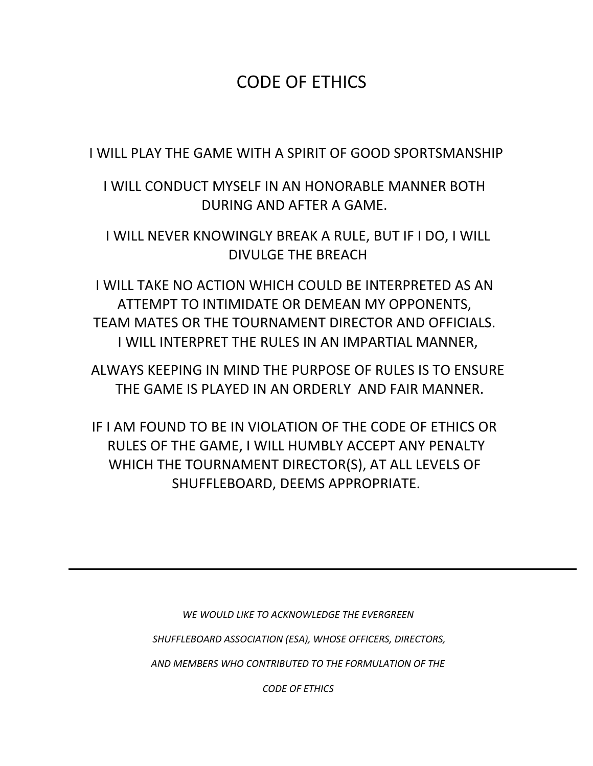# CODE OF ETHICS

I WILL PLAY THE GAME WITH A SPIRIT OF GOOD SPORTSMANSHIP

I WILL CONDUCT MYSELF IN AN HONORABLE MANNER BOTH DURING AND AFTER A GAME.

I WILL NEVER KNOWINGLY BREAK A RULE, BUT IF I DO, I WILL DIVULGE THE BREACH

I WILL TAKE NO ACTION WHICH COULD BE INTERPRETED AS AN ATTEMPT TO INTIMIDATE OR DEMEAN MY OPPONENTS, TEAM MATES OR THE TOURNAMENT DIRECTOR AND OFFICIALS. I WILL INTERPRET THE RULES IN AN IMPARTIAL MANNER,

ALWAYS KEEPING IN MIND THE PURPOSE OF RULES IS TO ENSURE THE GAME IS PLAYED IN AN ORDERLY AND FAIR MANNER.

IF I AM FOUND TO BE IN VIOLATION OF THE CODE OF ETHICS OR RULES OF THE GAME, I WILL HUMBLY ACCEPT ANY PENALTY WHICH THE TOURNAMENT DIRECTOR(S), AT ALL LEVELS OF SHUFFLEBOARD, DEEMS APPROPRIATE.

---

*WE WOULD LIKE TO ACKNOWLEDGE THE EVERGREEN SHUFFLEBOARD ASSOCIATION (ESA), WHOSE OFFICERS, DIRECTORS, AND MEMBERS WHO CONTRIBUTED TO THE FORMULATION OF THE CODE OF ETHICS*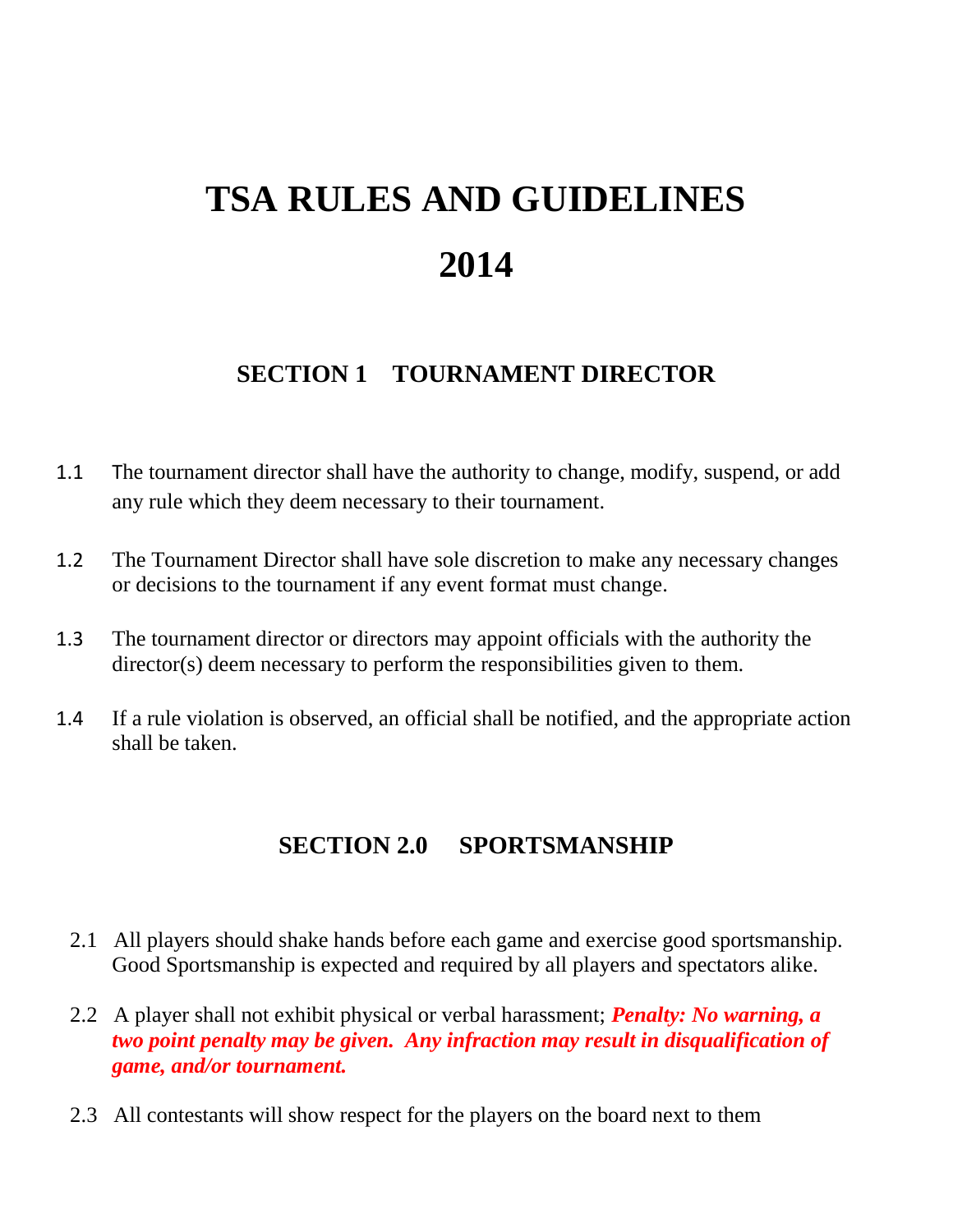# TSA RULES AND GUIDELINES

# 2014

## SECTION 1 TOURNAMENT DIRECTOR

1.1 The tournament director shall have the authority to change, modify, suspend, or add any rule which they deem necessary to their tournament.

1.2 The Tournament Director shall have sole discretion to make any necessary changes or decisions to the tournament if any event format must change.

1.3 The tournament director or directors may appoint officials with the authority the director(s) deem necessary to perform the responsibilities given to them.

1.4 If a rule violation is observed, an official shall be notified, and the appropriate action shall be taken.

## SECTION 2.0 SPORTSMANSHIP

2.1 All players should shake hands before each game and exercise good sportsmanship. Good Sportsmanship is expected and required by all players and spectators alike.

2.2 A player shall not exhibit physical or verbal harassment; ***Penalty: No warning, a two point penalty may be given. Any infraction may result in disqualification of game, and/or tournament.***

2.3 All contestants will show respect for the players on the board next to them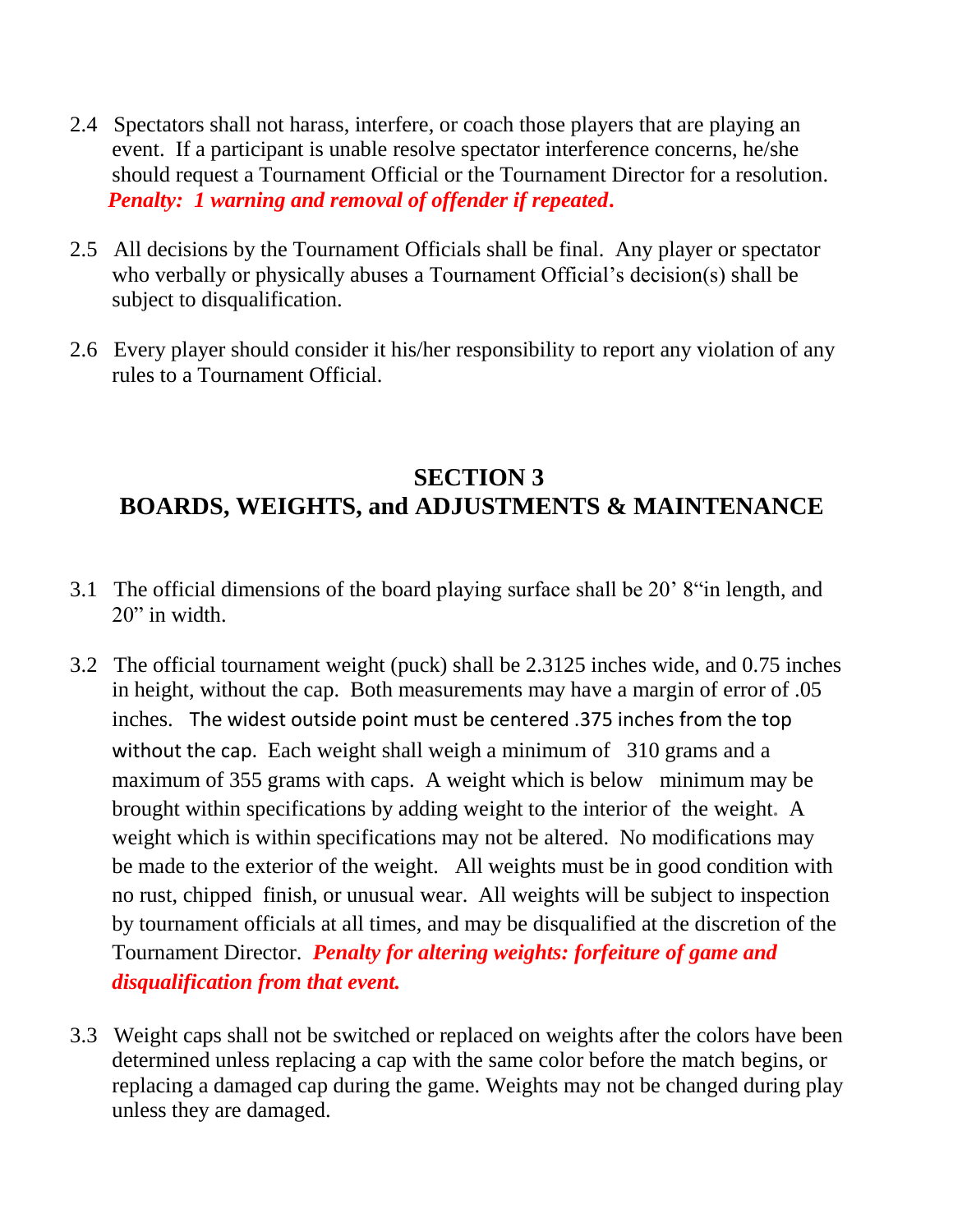2.4 Spectators shall not harass, interfere, or coach those players that are playing an event. If a participant is unable resolve spectator interference concerns, he/she should request a Tournament Official or the Tournament Director for a resolution. ***Penalty: 1 warning and removal of offender if repeated.***

2.5 All decisions by the Tournament Officials shall be final. Any player or spectator who verbally or physically abuses a Tournament Official's decision(s) shall be subject to disqualification.

2.6 Every player should consider it his/her responsibility to report any violation of any rules to a Tournament Official.

## SECTION 3
## BOARDS, WEIGHTS, and ADJUSTMENTS & MAINTENANCE

3.1 The official dimensions of the board playing surface shall be 20' 8"in length, and 20" in width.

3.2 The official tournament weight (puck) shall be 2.3125 inches wide, and 0.75 inches in height, without the cap. Both measurements may have a margin of error of .05 inches. The widest outside point must be centered .375 inches from the top without the cap. Each weight shall weigh a minimum of 310 grams and a maximum of 355 grams with caps. A weight which is below minimum may be brought within specifications by adding weight to the interior of the weight. A weight which is within specifications may not be altered. No modifications may be made to the exterior of the weight. All weights must be in good condition with no rust, chipped finish, or unusual wear. All weights will be subject to inspection by tournament officials at all times, and may be disqualified at the discretion of the Tournament Director. ***Penalty for altering weights: forfeiture of game and disqualification from that event.***

3.3 Weight caps shall not be switched or replaced on weights after the colors have been determined unless replacing a cap with the same color before the match begins, or replacing a damaged cap during the game. Weights may not be changed during play unless they are damaged.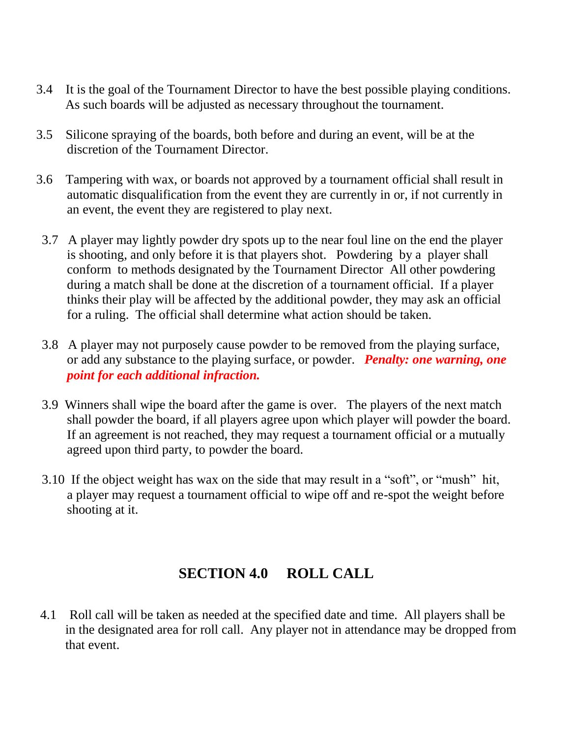3.4 It is the goal of the Tournament Director to have the best possible playing conditions. As such boards will be adjusted as necessary throughout the tournament.

3.5 Silicone spraying of the boards, both before and during an event, will be at the discretion of the Tournament Director.

3.6 Tampering with wax, or boards not approved by a tournament official shall result in automatic disqualification from the event they are currently in or, if not currently in an event, the event they are registered to play next.

3.7 A player may lightly powder dry spots up to the near foul line on the end the player is shooting, and only before it is that players shot. Powdering by a player shall conform to methods designated by the Tournament Director All other powdering during a match shall be done at the discretion of a tournament official. If a player thinks their play will be affected by the additional powder, they may ask an official for a ruling. The official shall determine what action should be taken.

3.8 A player may not purposely cause powder to be removed from the playing surface, or add any substance to the playing surface, or powder. ***Penalty: one warning, one point for each additional infraction.***

3.9 Winners shall wipe the board after the game is over. The players of the next match shall powder the board, if all players agree upon which player will powder the board. If an agreement is not reached, they may request a tournament official or a mutually agreed upon third party, to powder the board.

3.10 If the object weight has wax on the side that may result in a "soft", or "mush" hit, a player may request a tournament official to wipe off and re-spot the weight before shooting at it.

## SECTION 4.0 ROLL CALL

4.1 Roll call will be taken as needed at the specified date and time. All players shall be in the designated area for roll call. Any player not in attendance may be dropped from that event.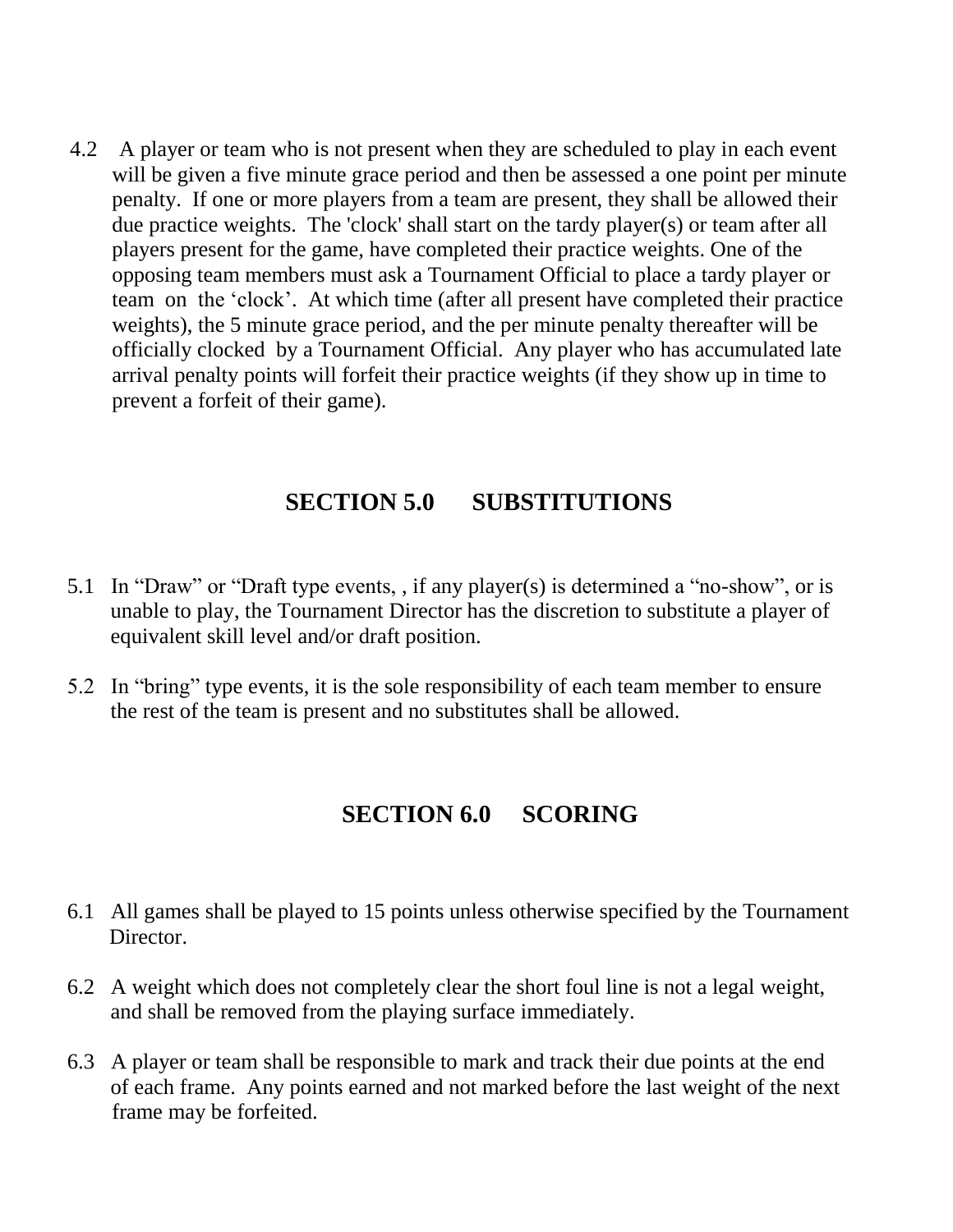4.2 A player or team who is not present when they are scheduled to play in each event will be given a five minute grace period and then be assessed a one point per minute penalty. If one or more players from a team are present, they shall be allowed their due practice weights. The 'clock' shall start on the tardy player(s) or team after all players present for the game, have completed their practice weights. One of the opposing team members must ask a Tournament Official to place a tardy player or team on the 'clock'. At which time (after all present have completed their practice weights), the 5 minute grace period, and the per minute penalty thereafter will be officially clocked by a Tournament Official. Any player who has accumulated late arrival penalty points will forfeit their practice weights (if they show up in time to prevent a forfeit of their game).

## SECTION 5.0 SUBSTITUTIONS

5.1 In "Draw" or "Draft type events, , if any player(s) is determined a "no-show", or is unable to play, the Tournament Director has the discretion to substitute a player of equivalent skill level and/or draft position.

5.2 In "bring" type events, it is the sole responsibility of each team member to ensure the rest of the team is present and no substitutes shall be allowed.

## SECTION 6.0 SCORING

6.1 All games shall be played to 15 points unless otherwise specified by the Tournament Director.

6.2 A weight which does not completely clear the short foul line is not a legal weight, and shall be removed from the playing surface immediately.

6.3 A player or team shall be responsible to mark and track their due points at the end of each frame. Any points earned and not marked before the last weight of the next frame may be forfeited.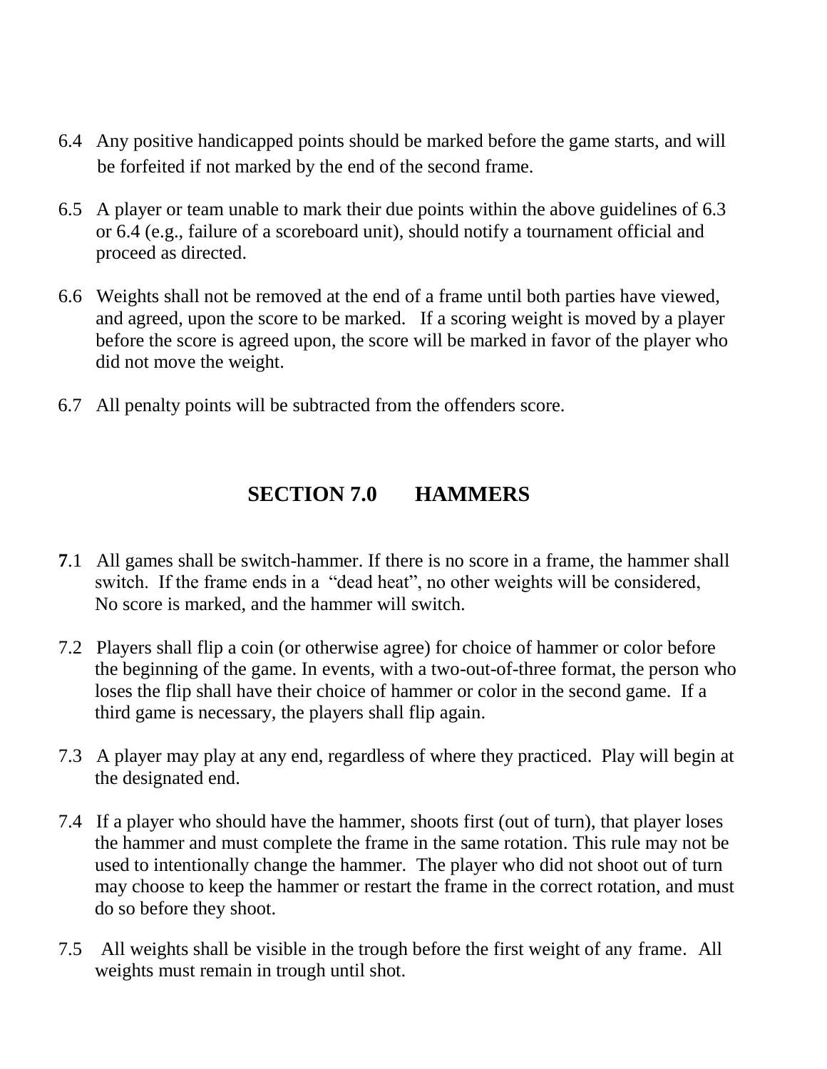6.4 Any positive handicapped points should be marked before the game starts, and will be forfeited if not marked by the end of the second frame.

6.5 A player or team unable to mark their due points within the above guidelines of 6.3 or 6.4 (e.g., failure of a scoreboard unit), should notify a tournament official and proceed as directed.

6.6 Weights shall not be removed at the end of a frame until both parties have viewed, and agreed, upon the score to be marked. If a scoring weight is moved by a player before the score is agreed upon, the score will be marked in favor of the player who did not move the weight.

6.7 All penalty points will be subtracted from the offenders score.

## SECTION 7.0 HAMMERS

**7**.1 All games shall be switch-hammer. If there is no score in a frame, the hammer shall switch. If the frame ends in a "dead heat", no other weights will be considered, No score is marked, and the hammer will switch.

7.2 Players shall flip a coin (or otherwise agree) for choice of hammer or color before the beginning of the game. In events, with a two-out-of-three format, the person who loses the flip shall have their choice of hammer or color in the second game. If a third game is necessary, the players shall flip again.

7.3 A player may play at any end, regardless of where they practiced. Play will begin at the designated end.

7.4 If a player who should have the hammer, shoots first (out of turn), that player loses the hammer and must complete the frame in the same rotation. This rule may not be used to intentionally change the hammer. The player who did not shoot out of turn may choose to keep the hammer or restart the frame in the correct rotation, and must do so before they shoot.

7.5 All weights shall be visible in the trough before the first weight of any frame. All weights must remain in trough until shot.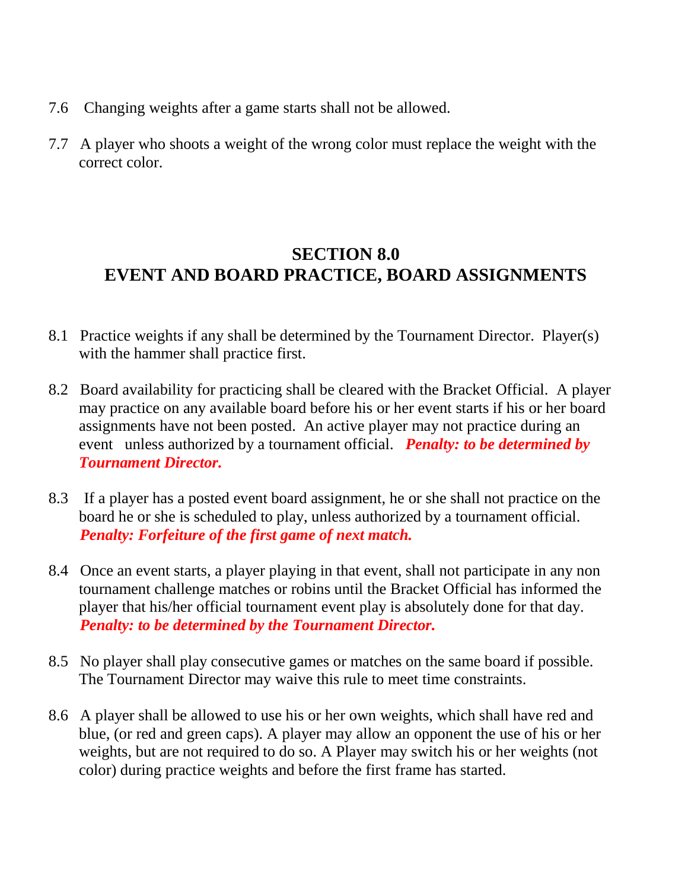7.6 Changing weights after a game starts shall not be allowed.

7.7 A player who shoots a weight of the wrong color must replace the weight with the correct color.

## SECTION 8.0
## EVENT AND BOARD PRACTICE, BOARD ASSIGNMENTS

8.1 Practice weights if any shall be determined by the Tournament Director. Player(s) with the hammer shall practice first.

8.2 Board availability for practicing shall be cleared with the Bracket Official. A player may practice on any available board before his or her event starts if his or her board assignments have not been posted. An active player may not practice during an event unless authorized by a tournament official. ***Penalty: to be determined by Tournament Director.***

8.3 If a player has a posted event board assignment, he or she shall not practice on the board he or she is scheduled to play, unless authorized by a tournament official. ***Penalty: Forfeiture of the first game of next match.***

8.4 Once an event starts, a player playing in that event, shall not participate in any non tournament challenge matches or robins until the Bracket Official has informed the player that his/her official tournament event play is absolutely done for that day. ***Penalty: to be determined by the Tournament Director.***

8.5 No player shall play consecutive games or matches on the same board if possible. The Tournament Director may waive this rule to meet time constraints.

8.6 A player shall be allowed to use his or her own weights, which shall have red and blue, (or red and green caps). A player may allow an opponent the use of his or her weights, but are not required to do so. A Player may switch his or her weights (not color) during practice weights and before the first frame has started.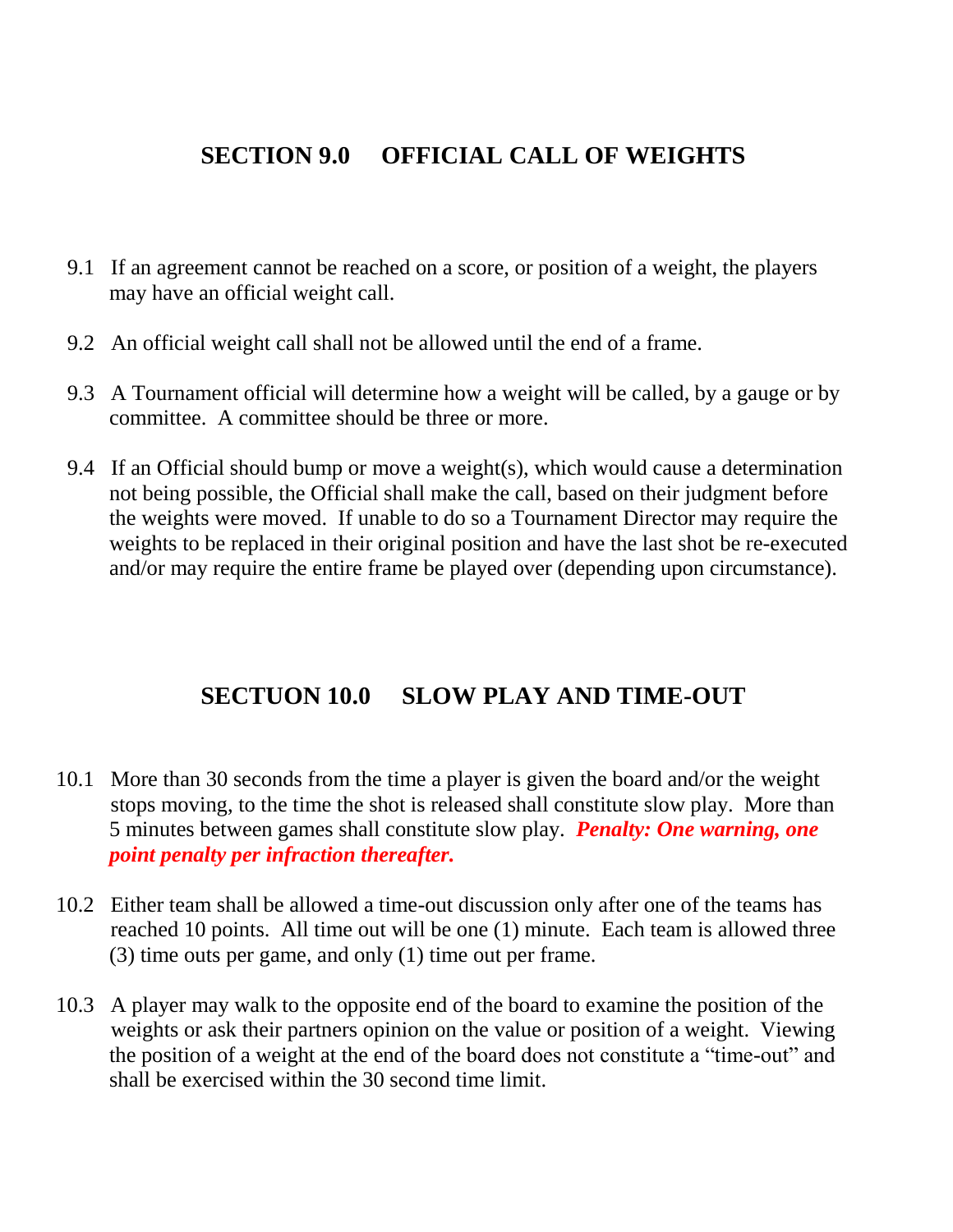## SECTION 9.0 OFFICIAL CALL OF WEIGHTS

9.1 If an agreement cannot be reached on a score, or position of a weight, the players may have an official weight call.

9.2 An official weight call shall not be allowed until the end of a frame.

9.3 A Tournament official will determine how a weight will be called, by a gauge or by committee. A committee should be three or more.

9.4 If an Official should bump or move a weight(s), which would cause a determination not being possible, the Official shall make the call, based on their judgment before the weights were moved. If unable to do so a Tournament Director may require the weights to be replaced in their original position and have the last shot be re-executed and/or may require the entire frame be played over (depending upon circumstance).

## SECTUON 10.0 SLOW PLAY AND TIME-OUT

10.1 More than 30 seconds from the time a player is given the board and/or the weight stops moving, to the time the shot is released shall constitute slow play. More than 5 minutes between games shall constitute slow play. ***Penalty: One warning, one point penalty per infraction thereafter.***

10.2 Either team shall be allowed a time-out discussion only after one of the teams has reached 10 points. All time out will be one (1) minute. Each team is allowed three (3) time outs per game, and only (1) time out per frame.

10.3 A player may walk to the opposite end of the board to examine the position of the weights or ask their partners opinion on the value or position of a weight. Viewing the position of a weight at the end of the board does not constitute a "time-out" and shall be exercised within the 30 second time limit.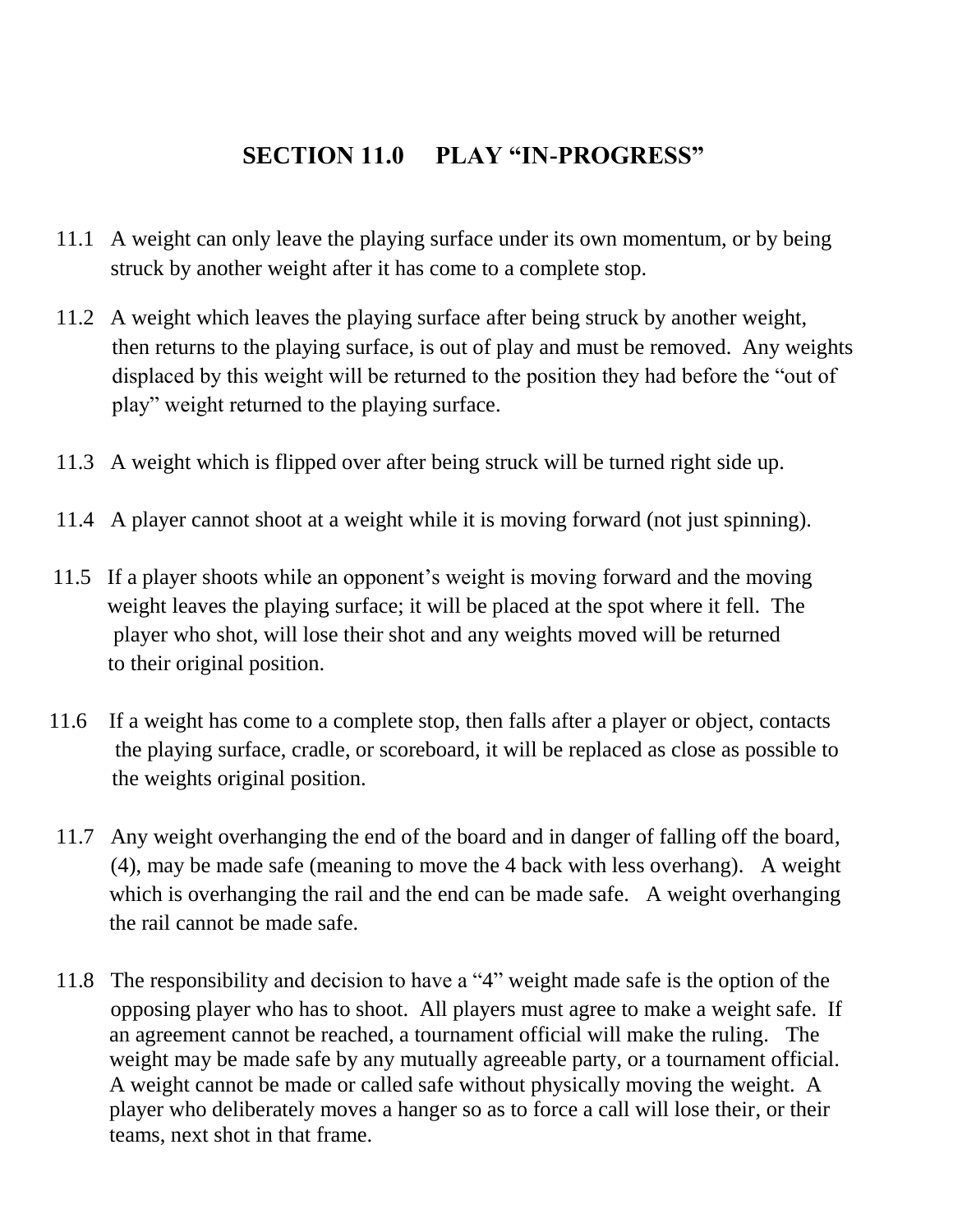## SECTION 11.0 PLAY "IN-PROGRESS"

11.1 A weight can only leave the playing surface under its own momentum, or by being struck by another weight after it has come to a complete stop.

11.2 A weight which leaves the playing surface after being struck by another weight, then returns to the playing surface, is out of play and must be removed. Any weights displaced by this weight will be returned to the position they had before the "out of play" weight returned to the playing surface.

11.3 A weight which is flipped over after being struck will be turned right side up.

11.4 A player cannot shoot at a weight while it is moving forward (not just spinning).

11.5 If a player shoots while an opponent's weight is moving forward and the moving weight leaves the playing surface; it will be placed at the spot where it fell. The player who shot, will lose their shot and any weights moved will be returned to their original position.

11.6 If a weight has come to a complete stop, then falls after a player or object, contacts the playing surface, cradle, or scoreboard, it will be replaced as close as possible to the weights original position.

11.7 Any weight overhanging the end of the board and in danger of falling off the board, (4), may be made safe (meaning to move the 4 back with less overhang). A weight which is overhanging the rail and the end can be made safe. A weight overhanging the rail cannot be made safe.

11.8 The responsibility and decision to have a "4" weight made safe is the option of the opposing player who has to shoot. All players must agree to make a weight safe. If an agreement cannot be reached, a tournament official will make the ruling. The weight may be made safe by any mutually agreeable party, or a tournament official. A weight cannot be made or called safe without physically moving the weight. A player who deliberately moves a hanger so as to force a call will lose their, or their teams, next shot in that frame.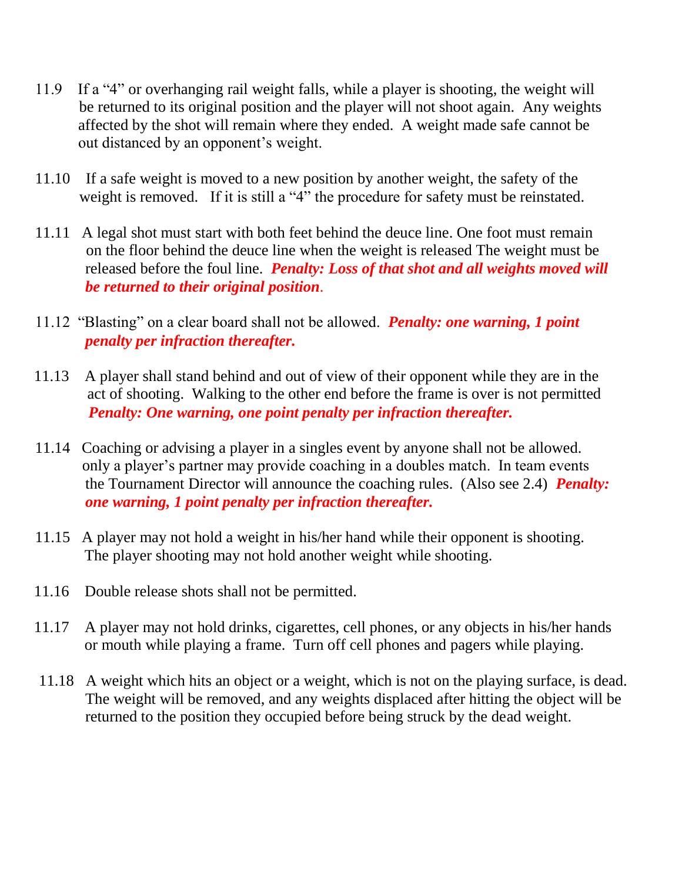11.9 If a "4" or overhanging rail weight falls, while a player is shooting, the weight will be returned to its original position and the player will not shoot again. Any weights affected by the shot will remain where they ended. A weight made safe cannot be out distanced by an opponent's weight.

11.10 If a safe weight is moved to a new position by another weight, the safety of the weight is removed. If it is still a "4" the procedure for safety must be reinstated.

11.11 A legal shot must start with both feet behind the deuce line. One foot must remain on the floor behind the deuce line when the weight is released The weight must be released before the foul line. ***Penalty: Loss of that shot and all weights moved will be returned to their original position***.

11.12 "Blasting" on a clear board shall not be allowed. ***Penalty: one warning, 1 point penalty per infraction thereafter.***

11.13 A player shall stand behind and out of view of their opponent while they are in the act of shooting. Walking to the other end before the frame is over is not permitted ***Penalty: One warning, one point penalty per infraction thereafter.***

11.14 Coaching or advising a player in a singles event by anyone shall not be allowed. only a player's partner may provide coaching in a doubles match. In team events the Tournament Director will announce the coaching rules. (Also see 2.4) ***Penalty: one warning, 1 point penalty per infraction thereafter.***

11.15 A player may not hold a weight in his/her hand while their opponent is shooting. The player shooting may not hold another weight while shooting.

11.16 Double release shots shall not be permitted.

11.17 A player may not hold drinks, cigarettes, cell phones, or any objects in his/her hands or mouth while playing a frame. Turn off cell phones and pagers while playing.

11.18 A weight which hits an object or a weight, which is not on the playing surface, is dead. The weight will be removed, and any weights displaced after hitting the object will be returned to the position they occupied before being struck by the dead weight.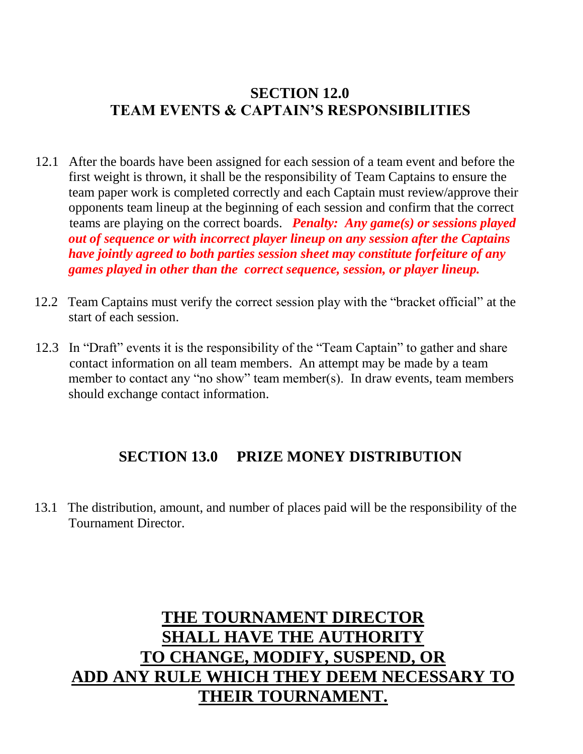## SECTION 12.0
## TEAM EVENTS & CAPTAIN'S RESPONSIBILITIES

12.1 After the boards have been assigned for each session of a team event and before the first weight is thrown, it shall be the responsibility of Team Captains to ensure the team paper work is completed correctly and each Captain must review/approve their opponents team lineup at the beginning of each session and confirm that the correct teams are playing on the correct boards. ***Penalty: Any game(s) or sessions played out of sequence or with incorrect player lineup on any session after the Captains have jointly agreed to both parties session sheet may constitute forfeiture of any games played in other than the correct sequence, session, or player lineup.***

12.2 Team Captains must verify the correct session play with the "bracket official" at the start of each session.

12.3 In "Draft" events it is the responsibility of the "Team Captain" to gather and share contact information on all team members. An attempt may be made by a team member to contact any "no show" team member(s). In draw events, team members should exchange contact information.

## SECTION 13.0 PRIZE MONEY DISTRIBUTION

13.1 The distribution, amount, and number of places paid will be the responsibility of the Tournament Director.

**THE TOURNAMENT DIRECTOR SHALL HAVE THE AUTHORITY TO CHANGE, MODIFY, SUSPEND, OR ADD ANY RULE WHICH THEY DEEM NECESSARY TO THEIR TOURNAMENT.**